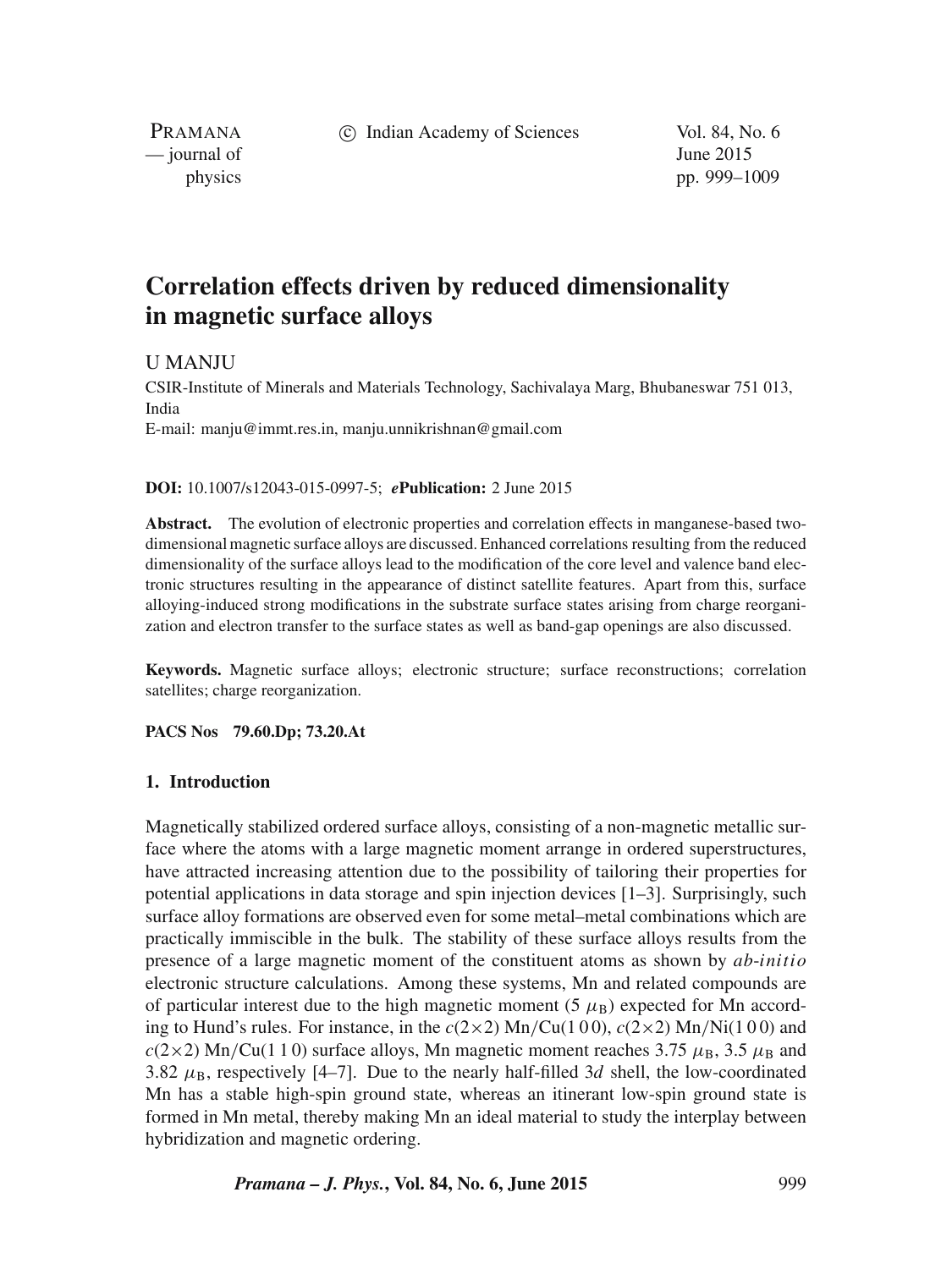# Correlation effects driven by reduced dimensionality in magnetic surface alloys

U MANJU

CSIR-Institute of Minerals and Materials Technology, Sachivalaya Marg, Bhubaneswar 751 013, India

E-mail: manju@immt.res.in, manju.unnikrishnan@gmail.com

**DOI:** 10.1007/s12043-015-0997-5; ***e*****Publication:** 2 June 2015

**Abstract.** The evolution of electronic properties and correlation effects in manganese-based two-dimensional magnetic surface alloys are discussed. Enhanced correlations resulting from the reduced dimensionality of the surface alloys lead to the modification of the core level and valence band electronic structures resulting in the appearance of distinct satellite features. Apart from this, surface alloying-induced strong modifications in the substrate surface states arising from charge reorganization and electron transfer to the surface states as well as band-gap openings are also discussed.

**Keywords.** Magnetic surface alloys; electronic structure; surface reconstructions; correlation satellites; charge reorganization.

**PACS Nos** 79.60.Dp; 73.20.At

## 1. Introduction

Magnetically stabilized ordered surface alloys, consisting of a non-magnetic metallic surface where the atoms with a large magnetic moment arrange in ordered superstructures, have attracted increasing attention due to the possibility of tailoring their properties for potential applications in data storage and spin injection devices [1–3]. Surprisingly, such surface alloy formations are observed even for some metal–metal combinations which are practically immiscible in the bulk. The stability of these surface alloys results from the presence of a large magnetic moment of the constituent atoms as shown by *ab-initio* electronic structure calculations. Among these systems, Mn and related compounds are of particular interest due to the high magnetic moment (5 $\mu_B$) expected for Mn according to Hund's rules. For instance, in the $c(2\times2)$ Mn/Cu(1 0 0), $c(2\times2)$ Mn/Ni(1 0 0) and $c(2\times2)$ Mn/Cu(1 1 0) surface alloys, Mn magnetic moment reaches 3.75 $\mu_B$, 3.5 $\mu_B$ and 3.82 $\mu_B$, respectively [4–7]. Due to the nearly half-filled 3*d* shell, the low-coordinated Mn has a stable high-spin ground state, whereas an itinerant low-spin ground state is formed in Mn metal, thereby making Mn an ideal material to study the interplay between hybridization and magnetic ordering.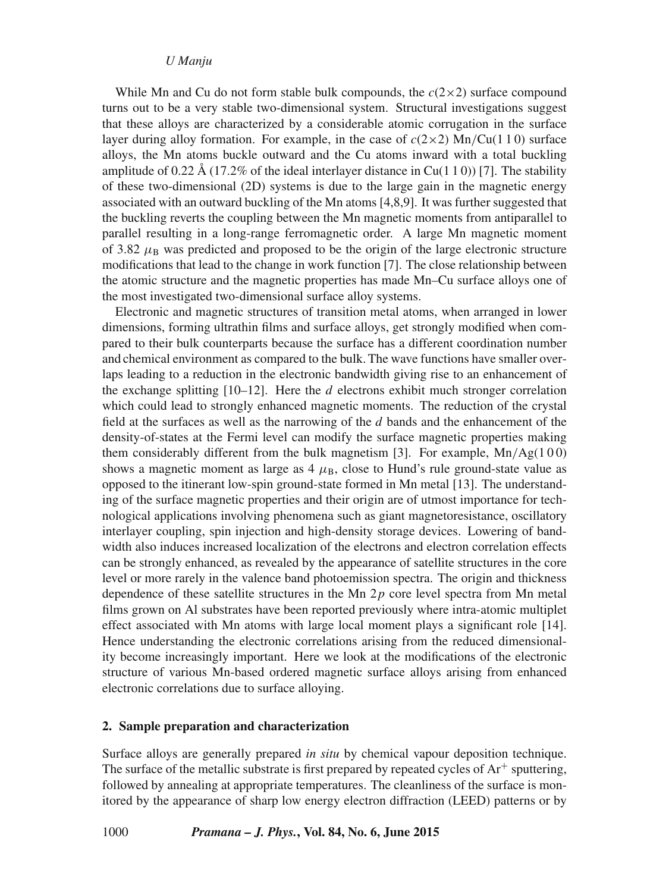While Mn and Cu do not form stable bulk compounds, the $c(2\times2)$ surface compound turns out to be a very stable two-dimensional system. Structural investigations suggest that these alloys are characterized by a considerable atomic corrugation in the surface layer during alloy formation. For example, in the case of $c(2\times2)$ Mn/Cu(1 1 0) surface alloys, the Mn atoms buckle outward and the Cu atoms inward with a total buckling amplitude of 0.22 Å (17.2% of the ideal interlayer distance in Cu(1 1 0)) [7]. The stability of these two-dimensional (2D) systems is due to the large gain in the magnetic energy associated with an outward buckling of the Mn atoms [4,8,9]. It was further suggested that the buckling reverts the coupling between the Mn magnetic moments from antiparallel to parallel resulting in a long-range ferromagnetic order. A large Mn magnetic moment of 3.82 $\mu_B$ was predicted and proposed to be the origin of the large electronic structure modifications that lead to the change in work function [7]. The close relationship between the atomic structure and the magnetic properties has made Mn–Cu surface alloys one of the most investigated two-dimensional surface alloy systems.

Electronic and magnetic structures of transition metal atoms, when arranged in lower dimensions, forming ultrathin films and surface alloys, get strongly modified when compared to their bulk counterparts because the surface has a different coordination number and chemical environment as compared to the bulk. The wave functions have smaller overlaps leading to a reduction in the electronic bandwidth giving rise to an enhancement of the exchange splitting [10–12]. Here the *d* electrons exhibit much stronger correlation which could lead to strongly enhanced magnetic moments. The reduction of the crystal field at the surfaces as well as the narrowing of the *d* bands and the enhancement of the density-of-states at the Fermi level can modify the surface magnetic properties making them considerably different from the bulk magnetism [3]. For example, Mn/Ag(1 0 0) shows a magnetic moment as large as 4 $\mu_B$, close to Hund's rule ground-state value as opposed to the itinerant low-spin ground-state formed in Mn metal [13]. The understanding of the surface magnetic properties and their origin are of utmost importance for technological applications involving phenomena such as giant magnetoresistance, oscillatory interlayer coupling, spin injection and high-density storage devices. Lowering of bandwidth also induces increased localization of the electrons and electron correlation effects can be strongly enhanced, as revealed by the appearance of satellite structures in the core level or more rarely in the valence band photoemission spectra. The origin and thickness dependence of these satellite structures in the Mn $2p$ core level spectra from Mn metal films grown on Al substrates have been reported previously where intra-atomic multiplet effect associated with Mn atoms with large local moment plays a significant role [14]. Hence understanding the electronic correlations arising from the reduced dimensionality become increasingly important. Here we look at the modifications of the electronic structure of various Mn-based ordered magnetic surface alloys arising from enhanced electronic correlations due to surface alloying.

## 2. Sample preparation and characterization

Surface alloys are generally prepared *in situ* by chemical vapour deposition technique. The surface of the metallic substrate is first prepared by repeated cycles of $Ar^+$ sputtering, followed by annealing at appropriate temperatures. The cleanliness of the surface is monitored by the appearance of sharp low energy electron diffraction (LEED) patterns or by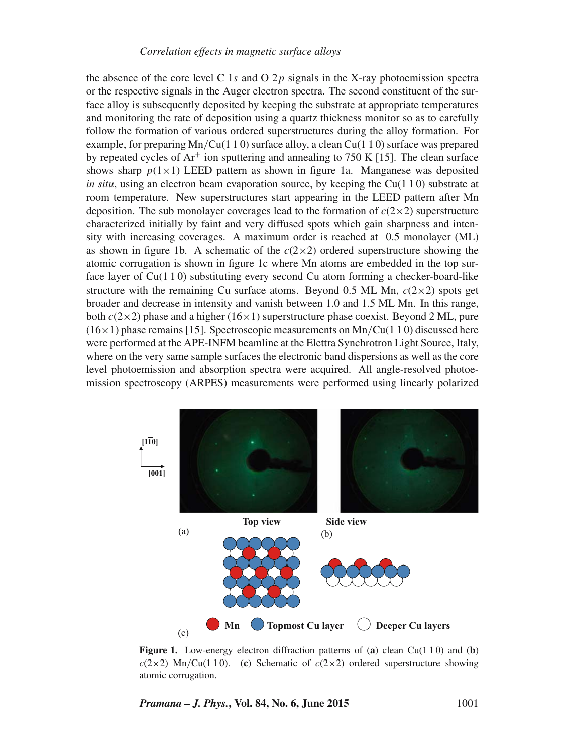the absence of the core level C 1$s$ and O 2$p$ signals in the X-ray photoemission spectra or the respective signals in the Auger electron spectra. The second constituent of the surface alloy is subsequently deposited by keeping the substrate at appropriate temperatures and monitoring the rate of deposition using a quartz thickness monitor so as to carefully follow the formation of various ordered superstructures during the alloy formation. For example, for preparing Mn/Cu(1 1 0) surface alloy, a clean Cu(1 1 0) surface was prepared by repeated cycles of $Ar^+$ ion sputtering and annealing to 750 K [15]. The clean surface shows sharp $p(1\times1)$ LEED pattern as shown in figure 1a. Manganese was deposited *in situ*, using an electron beam evaporation source, by keeping the Cu(1 1 0) substrate at room temperature. New superstructures start appearing in the LEED pattern after Mn deposition. The sub monolayer coverages lead to the formation of $c(2\times2)$ superstructure characterized initially by faint and very diffused spots which gain sharpness and intensity with increasing coverages. A maximum order is reached at 0.5 monolayer (ML) as shown in figure 1b. A schematic of the $c(2\times2)$ ordered superstructure showing the atomic corrugation is shown in figure 1c where Mn atoms are embedded in the top surface layer of Cu(1 1 0) substituting every second Cu atom forming a checker-board-like structure with the remaining Cu surface atoms. Beyond 0.5 ML Mn, $c(2\times2)$ spots get broader and decrease in intensity and vanish between 1.0 and 1.5 ML Mn. In this range, both $c(2\times2)$ phase and a higher $(16\times1)$ superstructure phase coexist. Beyond 2 ML, pure $(16\times1)$ phase remains [15]. Spectroscopic measurements on Mn/Cu(1 1 0) discussed here were performed at the APE-INFM beamline at the Elettra Synchrotron Light Source, Italy, where on the very same sample surfaces the electronic band dispersions as well as the core level photoemission and absorption spectra were acquired. All angle-resolved photoemission spectroscopy (ARPES) measurements were performed using linearly polarized

**Figure 1.** Low-energy electron diffraction patterns of (**a**) clean Cu(1 1 0) and (**b**) $c(2\times2)$ Mn/Cu(1 1 0). (**c**) Schematic of $c(2\times2)$ ordered superstructure showing atomic corrugation.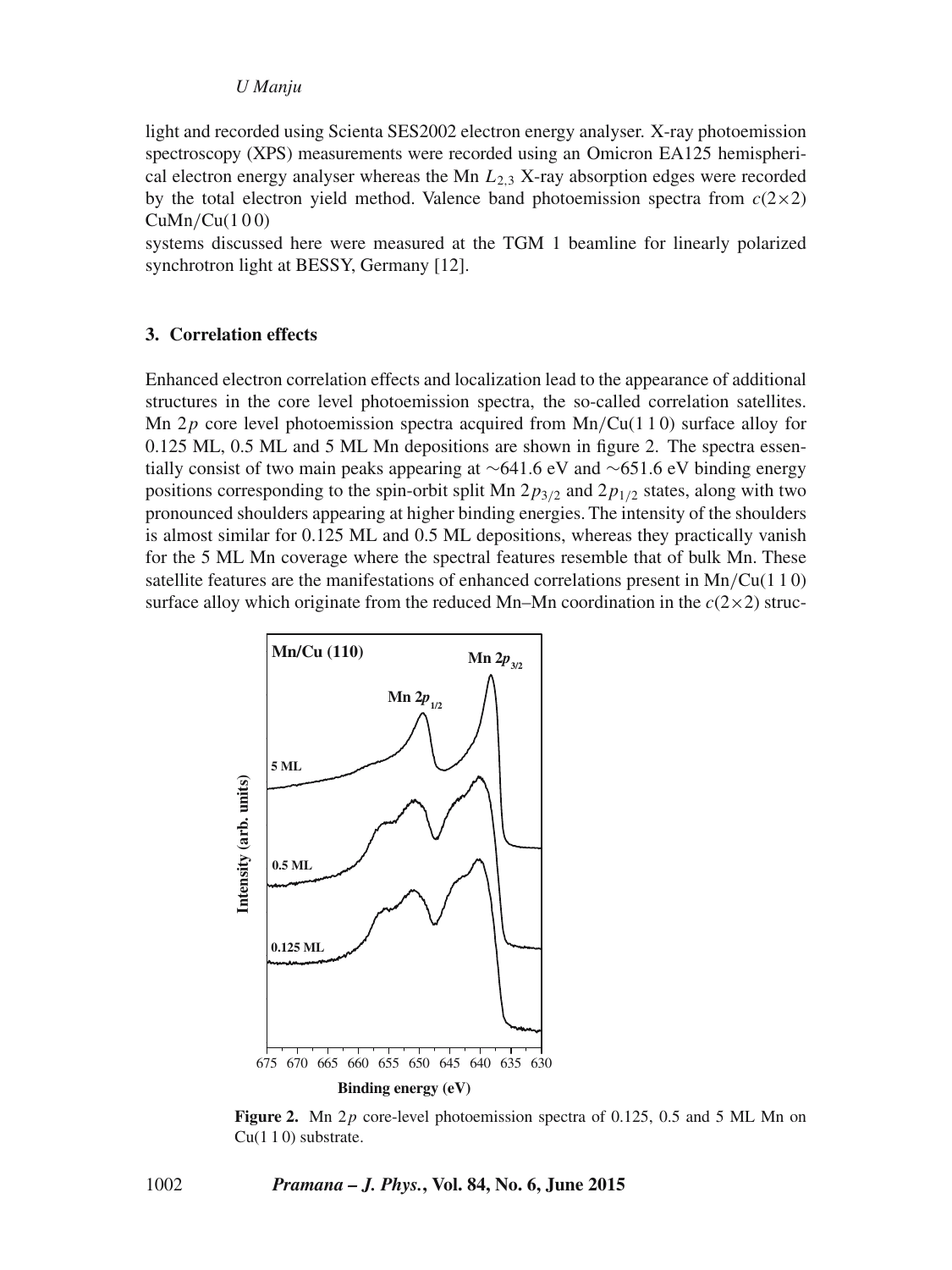light and recorded using Scienta SES2002 electron energy analyser. X-ray photoemission spectroscopy (XPS) measurements were recorded using an Omicron EA125 hemispherical electron energy analyser whereas the Mn $L_{2,3}$ X-ray absorption edges were recorded by the total electron yield method. Valence band photoemission spectra from $c(2\times2)$ CuMn/Cu(1 0 0)

systems discussed here were measured at the TGM 1 beamline for linearly polarized synchrotron light at BESSY, Germany [12].

## 3. Correlation effects

Enhanced electron correlation effects and localization lead to the appearance of additional structures in the core level photoemission spectra, the so-called correlation satellites. Mn $2p$ core level photoemission spectra acquired from Mn/Cu(1 1 0) surface alloy for 0.125 ML, 0.5 ML and 5 ML Mn depositions are shown in figure 2. The spectra essentially consist of two main peaks appearing at ∼641.6 eV and ∼651.6 eV binding energy positions corresponding to the spin-orbit split Mn $2p_{3/2}$ and $2p_{1/2}$ states, along with two pronounced shoulders appearing at higher binding energies. The intensity of the shoulders is almost similar for 0.125 ML and 0.5 ML depositions, whereas they practically vanish for the 5 ML Mn coverage where the spectral features resemble that of bulk Mn. These satellite features are the manifestations of enhanced correlations present in Mn/Cu(1 1 0) surface alloy which originate from the reduced Mn–Mn coordination in the $c(2\times2)$ struc-

**Figure 2.** Mn $2p$ core-level photoemission spectra of 0.125, 0.5 and 5 ML Mn on Cu(1 1 0) substrate.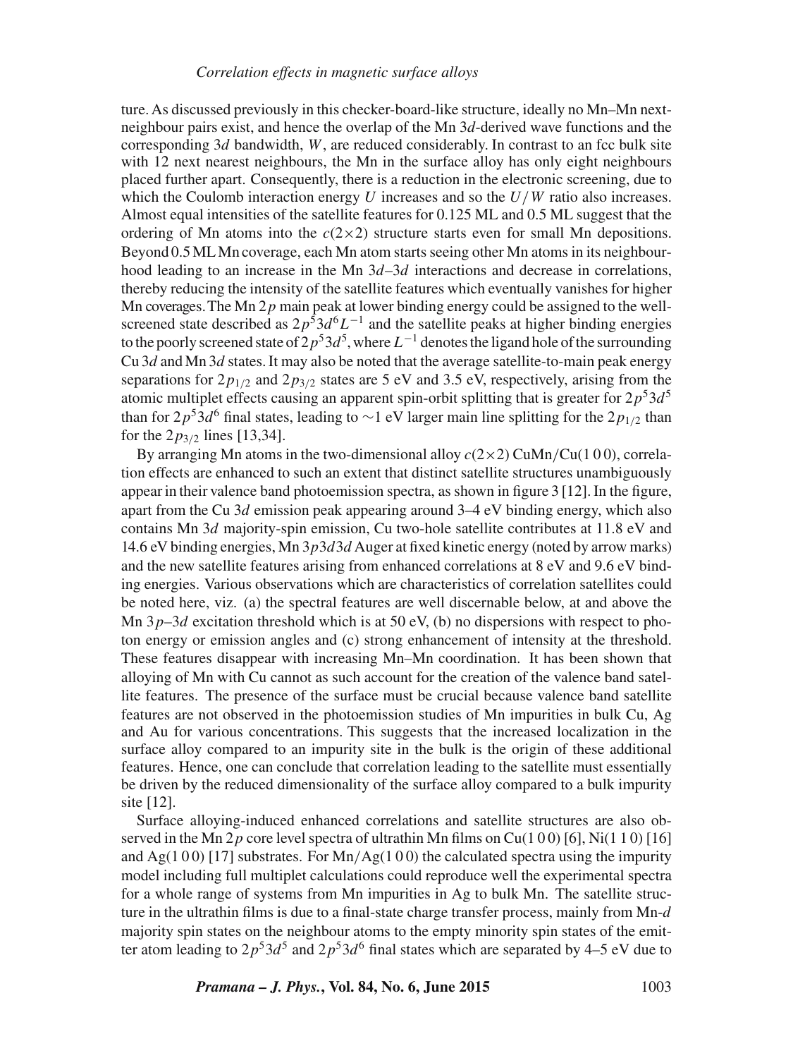ture. As discussed previously in this checker-board-like structure, ideally no Mn–Mn next-neighbour pairs exist, and hence the overlap of the Mn $3d$-derived wave functions and the corresponding $3d$ bandwidth, $W$, are reduced considerably. In contrast to an fcc bulk site with 12 next nearest neighbours, the Mn in the surface alloy has only eight neighbours placed further apart. Consequently, there is a reduction in the electronic screening, due to which the Coulomb interaction energy $U$ increases and so the $U/W$ ratio also increases. Almost equal intensities of the satellite features for 0.125 ML and 0.5 ML suggest that the ordering of Mn atoms into the $c(2\times2)$ structure starts even for small Mn depositions. Beyond 0.5 ML Mn coverage, each Mn atom starts seeing other Mn atoms in its neighbourhood leading to an increase in the Mn $3d$–$3d$ interactions and decrease in correlations, thereby reducing the intensity of the satellite features which eventually vanishes for higher Mn coverages. The Mn $2p$ main peak at lower binding energy could be assigned to the well-screened state described as $2p^5 3d^6 L^{-1}$ and the satellite peaks at higher binding energies to the poorly screened state of $2p^5 3d^5$, where $L^{-1}$ denotes the ligand hole of the surrounding Cu $3d$ and Mn $3d$ states. It may also be noted that the average satellite-to-main peak energy separations for $2p_{1/2}$ and $2p_{3/2}$ states are 5 eV and 3.5 eV, respectively, arising from the atomic multiplet effects causing an apparent spin-orbit splitting that is greater for $2p^5 3d^5$ than for $2p^5 3d^6$ final states, leading to ~1 eV larger main line splitting for the $2p_{1/2}$ than for the $2p_{3/2}$ lines [13,34].

By arranging Mn atoms in the two-dimensional alloy $c(2\times2)$ CuMn/Cu(1 0 0), correlation effects are enhanced to such an extent that distinct satellite structures unambiguously appear in their valence band photoemission spectra, as shown in figure 3 [12]. In the figure, apart from the Cu $3d$ emission peak appearing around 3–4 eV binding energy, which also contains Mn $3d$ majority-spin emission, Cu two-hole satellite contributes at 11.8 eV and 14.6 eV binding energies, Mn $3p3d3d$ Auger at fixed kinetic energy (noted by arrow marks) and the new satellite features arising from enhanced correlations at 8 eV and 9.6 eV binding energies. Various observations which are characteristics of correlation satellites could be noted here, viz. (a) the spectral features are well discernable below, at and above the Mn $3p$–$3d$ excitation threshold which is at 50 eV, (b) no dispersions with respect to photon energy or emission angles and (c) strong enhancement of intensity at the threshold. These features disappear with increasing Mn–Mn coordination. It has been shown that alloying of Mn with Cu cannot as such account for the creation of the valence band satellite features. The presence of the surface must be crucial because valence band satellite features are not observed in the photoemission studies of Mn impurities in bulk Cu, Ag and Au for various concentrations. This suggests that the increased localization in the surface alloy compared to an impurity site in the bulk is the origin of these additional features. Hence, one can conclude that correlation leading to the satellite must essentially be driven by the reduced dimensionality of the surface alloy compared to a bulk impurity site [12].

Surface alloying-induced enhanced correlations and satellite structures are also observed in the Mn $2p$ core level spectra of ultrathin Mn films on Cu(1 0 0) [6], Ni(1 1 0) [16] and Ag(1 0 0) [17] substrates. For Mn/Ag(1 0 0) the calculated spectra using the impurity model including full multiplet calculations could reproduce well the experimental spectra for a whole range of systems from Mn impurities in Ag to bulk Mn. The satellite structure in the ultrathin films is due to a final-state charge transfer process, mainly from Mn-$d$ majority spin states on the neighbour atoms to the empty minority spin states of the emitter atom leading to $2p^5 3d^5$ and $2p^5 3d^6$ final states which are separated by 4–5 eV due to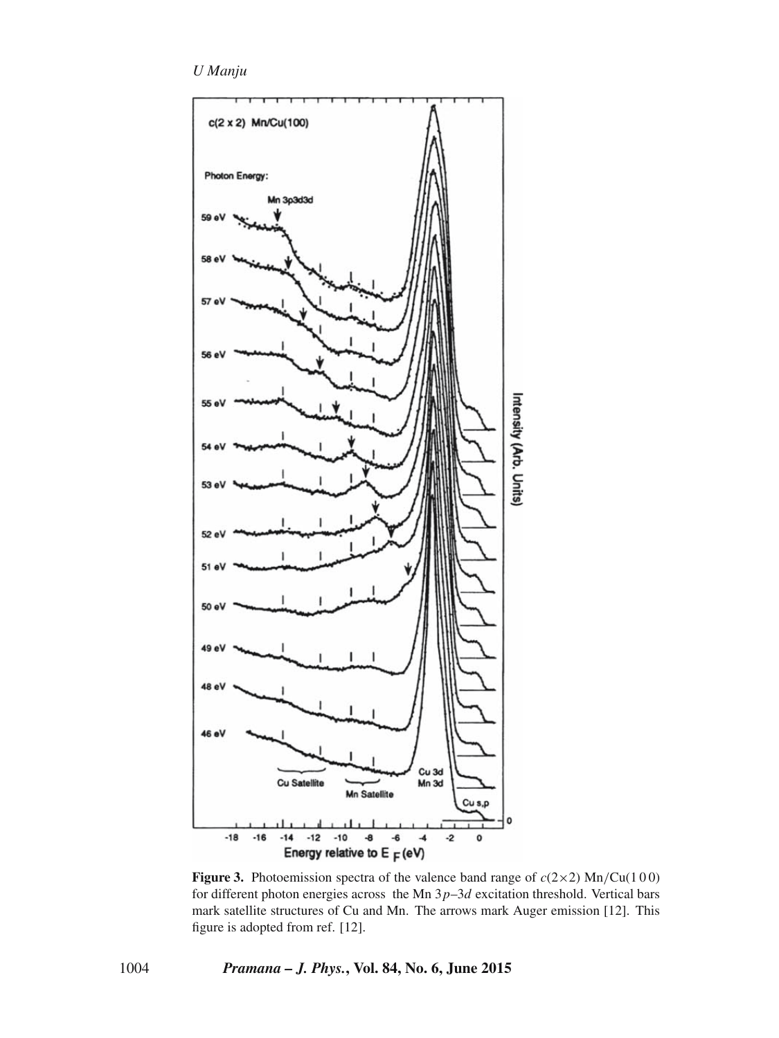**Figure 3.** Photoemission spectra of the valence band range of $c(2\times2)$ Mn/Cu(1 0 0) for different photon energies across the Mn $3p$–$3d$ excitation threshold. Vertical bars mark satellite structures of Cu and Mn. The arrows mark Auger emission [12]. This figure is adopted from ref. [12].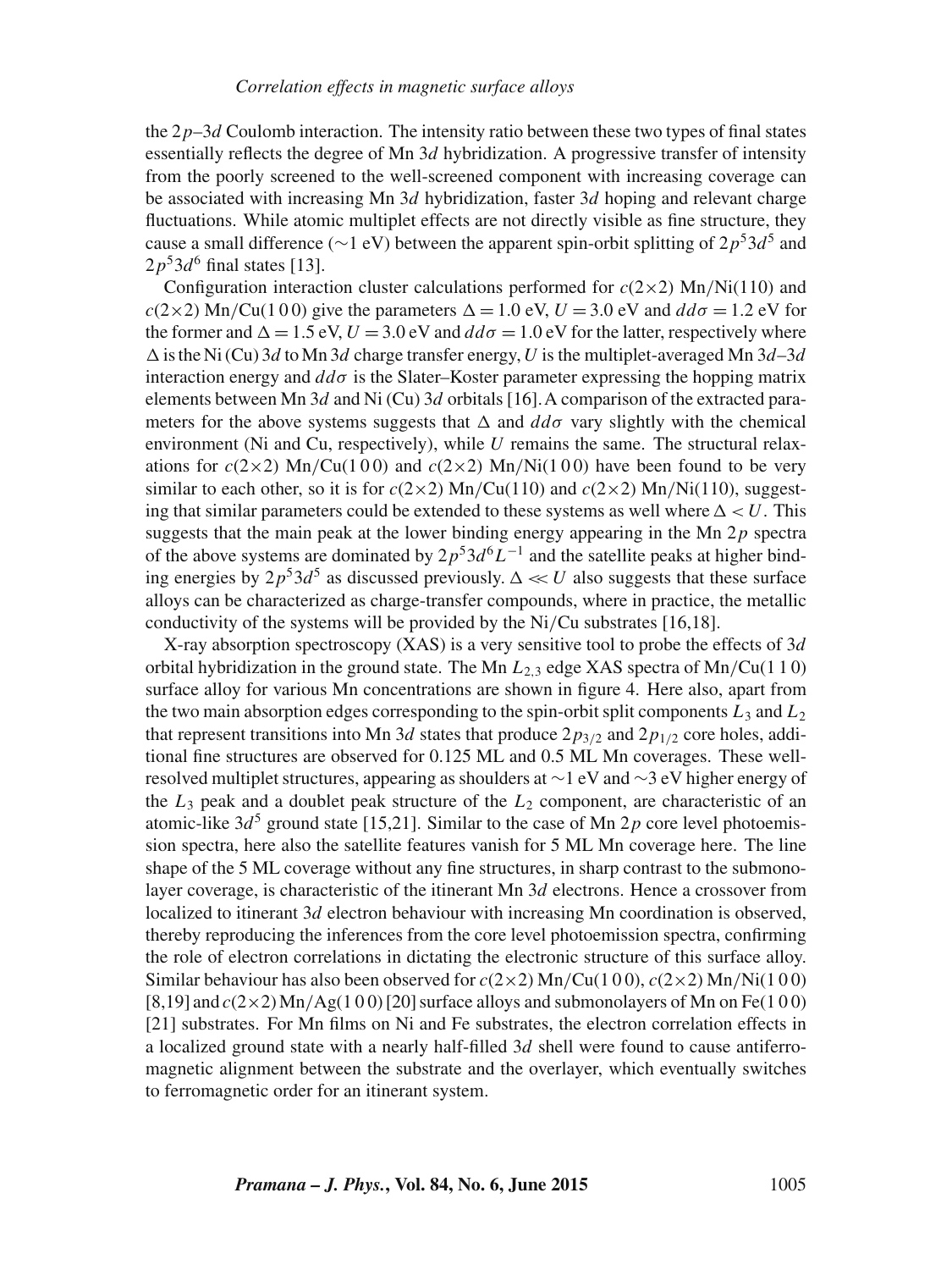the $2p$–$3d$ Coulomb interaction. The intensity ratio between these two types of final states essentially reflects the degree of Mn $3d$ hybridization. A progressive transfer of intensity from the poorly screened to the well-screened component with increasing coverage can be associated with increasing Mn $3d$ hybridization, faster $3d$ hoping and relevant charge fluctuations. While atomic multiplet effects are not directly visible as fine structure, they cause a small difference (∼1 eV) between the apparent spin-orbit splitting of $2p^5 3d^5$ and $2p^5 3d^6$ final states [13].

Configuration interaction cluster calculations performed for $c(2\times2)$ Mn/Ni(110) and $c(2\times2)$ Mn/Cu(1 0 0) give the parameters $\Delta = 1.0$ eV, $U = 3.0$ eV and $dd\sigma = 1.2$ eV for the former and $\Delta = 1.5$ eV, $U = 3.0$ eV and $dd\sigma = 1.0$ eV for the latter, respectively where $\Delta$ is the Ni (Cu) $3d$ to Mn $3d$ charge transfer energy, $U$ is the multiplet-averaged Mn $3d$–$3d$ interaction energy and $dd\sigma$ is the Slater–Koster parameter expressing the hopping matrix elements between Mn $3d$ and Ni (Cu) $3d$ orbitals [16]. A comparison of the extracted parameters for the above systems suggests that $\Delta$ and $dd\sigma$ vary slightly with the chemical environment (Ni and Cu, respectively), while $U$ remains the same. The structural relaxations for $c(2\times2)$ Mn/Cu(1 0 0) and $c(2\times2)$ Mn/Ni(1 0 0) have been found to be very similar to each other, so it is for $c(2\times2)$ Mn/Cu(110) and $c(2\times2)$ Mn/Ni(110), suggesting that similar parameters could be extended to these systems as well where $\Delta < U$. This suggests that the main peak at the lower binding energy appearing in the Mn $2p$ spectra of the above systems are dominated by $2p^5 3d^6 L^{-1}$ and the satellite peaks at higher binding energies by $2p^5 3d^5$ as discussed previously. $\Delta \ll U$ also suggests that these surface alloys can be characterized as charge-transfer compounds, where in practice, the metallic conductivity of the systems will be provided by the Ni/Cu substrates [16,18].

X-ray absorption spectroscopy (XAS) is a very sensitive tool to probe the effects of $3d$ orbital hybridization in the ground state. The Mn $L_{2,3}$ edge XAS spectra of Mn/Cu(1 1 0) surface alloy for various Mn concentrations are shown in figure 4. Here also, apart from the two main absorption edges corresponding to the spin-orbit split components $L_3$ and $L_2$ that represent transitions into Mn $3d$ states that produce $2p_{3/2}$ and $2p_{1/2}$ core holes, additional fine structures are observed for 0.125 ML and 0.5 ML Mn coverages. These well-resolved multiplet structures, appearing as shoulders at ∼1 eV and ∼3 eV higher energy of the $L_3$ peak and a doublet peak structure of the $L_2$ component, are characteristic of an atomic-like $3d^5$ ground state [15,21]. Similar to the case of Mn $2p$ core level photoemission spectra, here also the satellite features vanish for 5 ML Mn coverage here. The line shape of the 5 ML coverage without any fine structures, in sharp contrast to the submonolayer coverage, is characteristic of the itinerant Mn $3d$ electrons. Hence a crossover from localized to itinerant $3d$ electron behaviour with increasing Mn coordination is observed, thereby reproducing the inferences from the core level photoemission spectra, confirming the role of electron correlations in dictating the electronic structure of this surface alloy. Similar behaviour has also been observed for $c(2\times2)$ Mn/Cu(1 0 0), $c(2\times2)$ Mn/Ni(1 0 0) [8,19] and $c(2\times2)$ Mn/Ag(1 0 0) [20] surface alloys and submonolayers of Mn on Fe(1 0 0) [21] substrates. For Mn films on Ni and Fe substrates, the electron correlation effects in a localized ground state with a nearly half-filled $3d$ shell were found to cause antiferromagnetic alignment between the substrate and the overlayer, which eventually switches to ferromagnetic order for an itinerant system.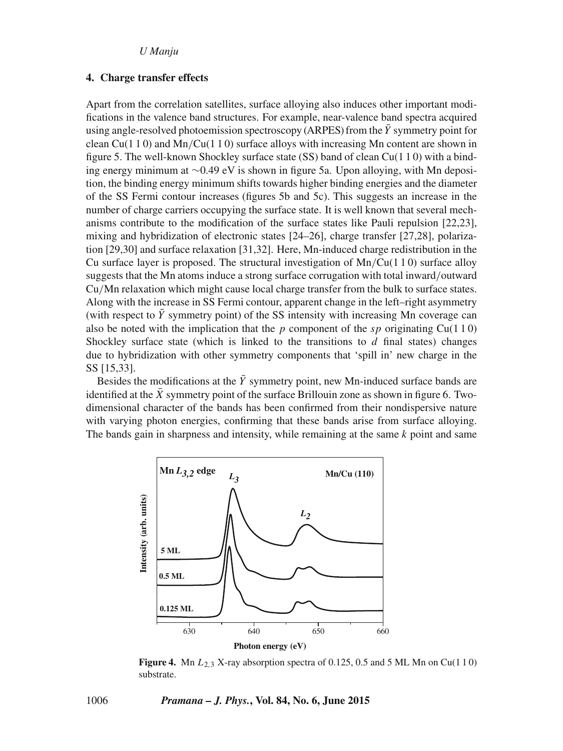## 4. Charge transfer effects

Apart from the correlation satellites, surface alloying also induces other important modifications in the valence band structures. For example, near-valence band spectra acquired using angle-resolved photoemission spectroscopy (ARPES) from the $\bar{Y}$ symmetry point for clean Cu(1 1 0) and Mn/Cu(1 1 0) surface alloys with increasing Mn content are shown in figure 5. The well-known Shockley surface state (SS) band of clean Cu(1 1 0) with a binding energy minimum at ∼0.49 eV is shown in figure 5a. Upon alloying, with Mn deposition, the binding energy minimum shifts towards higher binding energies and the diameter of the SS Fermi contour increases (figures 5b and 5c). This suggests an increase in the number of charge carriers occupying the surface state. It is well known that several mechanisms contribute to the modification of the surface states like Pauli repulsion [22,23], mixing and hybridization of electronic states [24–26], charge transfer [27,28], polarization [29,30] and surface relaxation [31,32]. Here, Mn-induced charge redistribution in the Cu surface layer is proposed. The structural investigation of Mn/Cu(1 1 0) surface alloy suggests that the Mn atoms induce a strong surface corrugation with total inward/outward Cu/Mn relaxation which might cause local charge transfer from the bulk to surface states. Along with the increase in SS Fermi contour, apparent change in the left–right asymmetry (with respect to $\bar{Y}$ symmetry point) of the SS intensity with increasing Mn coverage can also be noted with the implication that the $p$ component of the $sp$ originating Cu(1 1 0) Shockley surface state (which is linked to the transitions to $d$ final states) changes due to hybridization with other symmetry components that 'spill in' new charge in the SS [15,33].

Besides the modifications at the $\bar{Y}$ symmetry point, new Mn-induced surface bands are identified at the $\bar{X}$ symmetry point of the surface Brillouin zone as shown in figure 6. Two-dimensional character of the bands has been confirmed from their nondispersive nature with varying photon energies, confirming that these bands arise from surface alloying. The bands gain in sharpness and intensity, while remaining at the same $k$ point and same

**Figure 4.** Mn $L_{2,3}$ X-ray absorption spectra of 0.125, 0.5 and 5 ML Mn on Cu(1 1 0) substrate.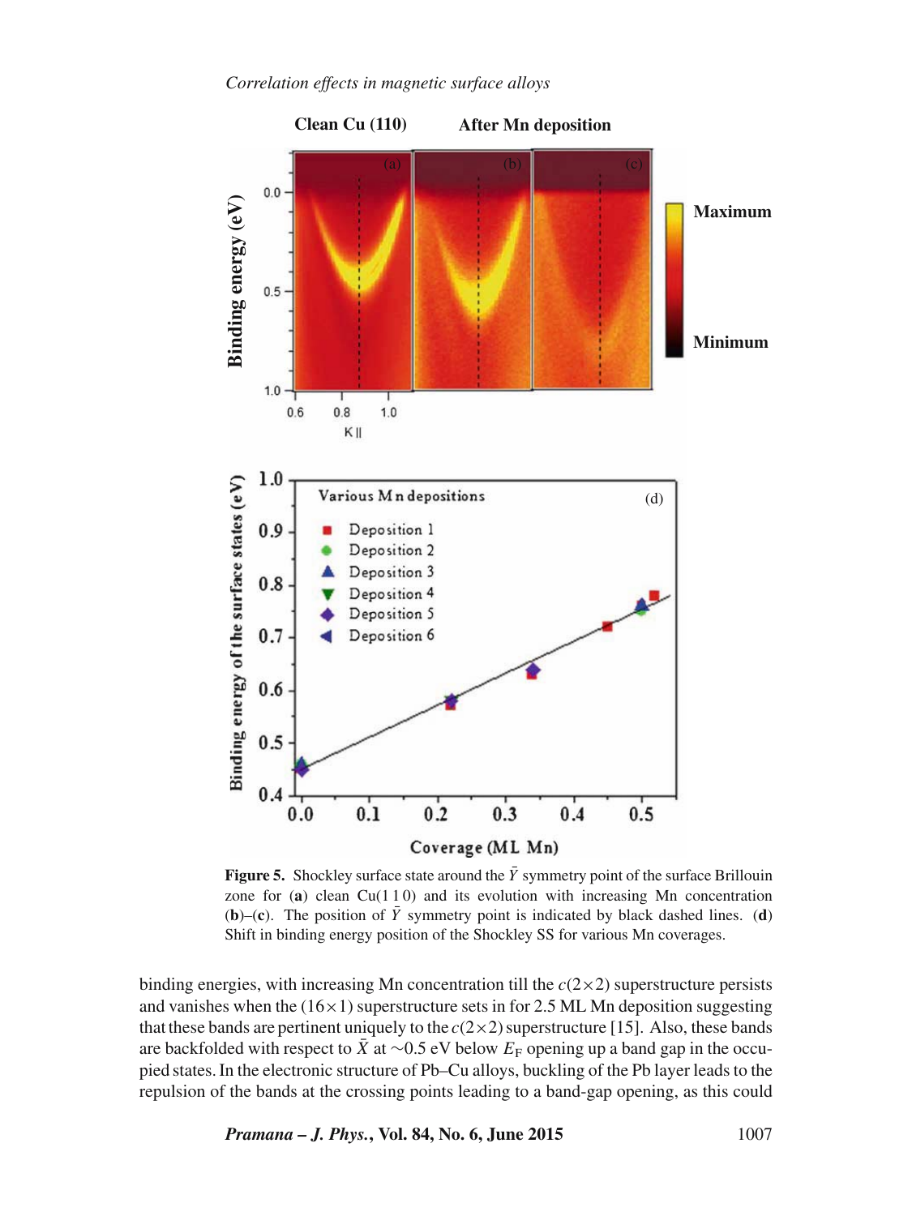**Figure 5.** Shockley surface state around the $\bar{Y}$ symmetry point of the surface Brillouin zone for (**a**) clean Cu(1 1 0) and its evolution with increasing Mn concentration (**b**)–(**c**). The position of $\bar{Y}$ symmetry point is indicated by black dashed lines. (**d**) Shift in binding energy position of the Shockley SS for various Mn coverages.

binding energies, with increasing Mn concentration till the $c(2\times2)$ superstructure persists and vanishes when the $(16\times1)$ superstructure sets in for 2.5 ML Mn deposition suggesting that these bands are pertinent uniquely to the $c(2\times2)$ superstructure [15]. Also, these bands are backfolded with respect to $\bar{X}$ at $\sim$0.5 eV below $E_F$ opening up a band gap in the occupied states. In the electronic structure of Pb–Cu alloys, buckling of the Pb layer leads to the repulsion of the bands at the crossing points leading to a band-gap opening, as this could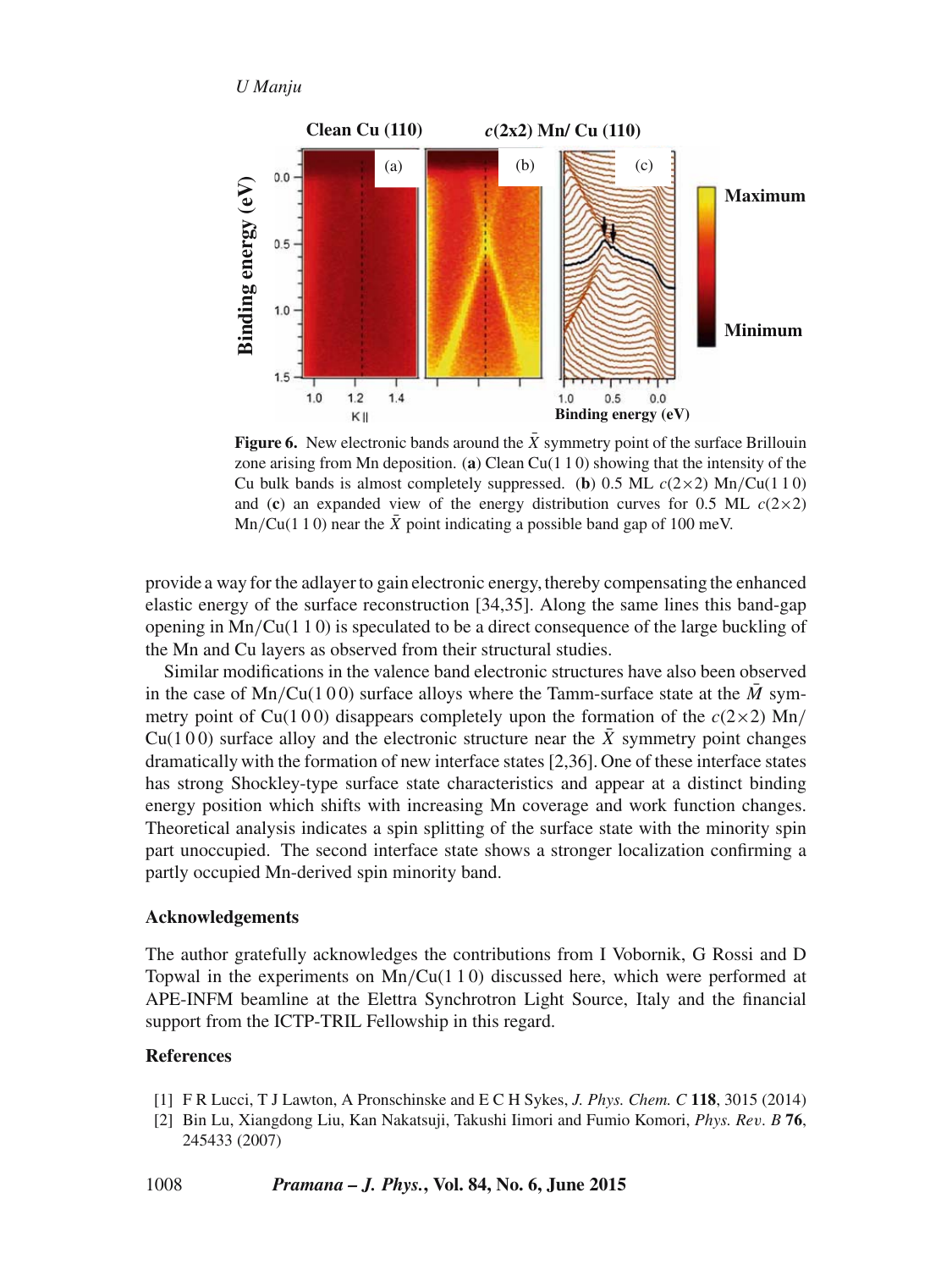**Figure 6.** New electronic bands around the $\bar{X}$ symmetry point of the surface Brillouin zone arising from Mn deposition. (**a**) Clean Cu(1 1 0) showing that the intensity of the Cu bulk bands is almost completely suppressed. (**b**) 0.5 ML $c(2\times2)$ Mn/Cu(1 1 0) and (**c**) an expanded view of the energy distribution curves for 0.5 ML $c(2\times2)$ Mn/Cu(1 1 0) near the $\bar{X}$ point indicating a possible band gap of 100 meV.

provide a way for the adlayer to gain electronic energy, thereby compensating the enhanced elastic energy of the surface reconstruction [34,35]. Along the same lines this band-gap opening in Mn/Cu(1 1 0) is speculated to be a direct consequence of the large buckling of the Mn and Cu layers as observed from their structural studies.

Similar modifications in the valence band electronic structures have also been observed in the case of Mn/Cu(1 0 0) surface alloys where the Tamm-surface state at the $\bar{M}$ symmetry point of Cu(1 0 0) disappears completely upon the formation of the $c(2\times2)$ Mn/Cu(1 0 0) surface alloy and the electronic structure near the $\bar{X}$ symmetry point changes dramatically with the formation of new interface states [2,36]. One of these interface states has strong Shockley-type surface state characteristics and appear at a distinct binding energy position which shifts with increasing Mn coverage and work function changes. Theoretical analysis indicates a spin splitting of the surface state with the minority spin part unoccupied. The second interface state shows a stronger localization confirming a partly occupied Mn-derived spin minority band.

### Acknowledgements

The author gratefully acknowledges the contributions from I Vobornik, G Rossi and D Topwal in the experiments on Mn/Cu(1 1 0) discussed here, which were performed at APE-INFM beamline at the Elettra Synchrotron Light Source, Italy and the financial support from the ICTP-TRIL Fellowship in this regard.

### References

[1] F R Lucci, T J Lawton, A Pronschinske and E C H Sykes, *J. Phys. Chem. C* **118**, 3015 (2014)

[2] Bin Lu, Xiangdong Liu, Kan Nakatsuji, Takushi Iimori and Fumio Komori, *Phys. Rev. B* **76**, 245433 (2007)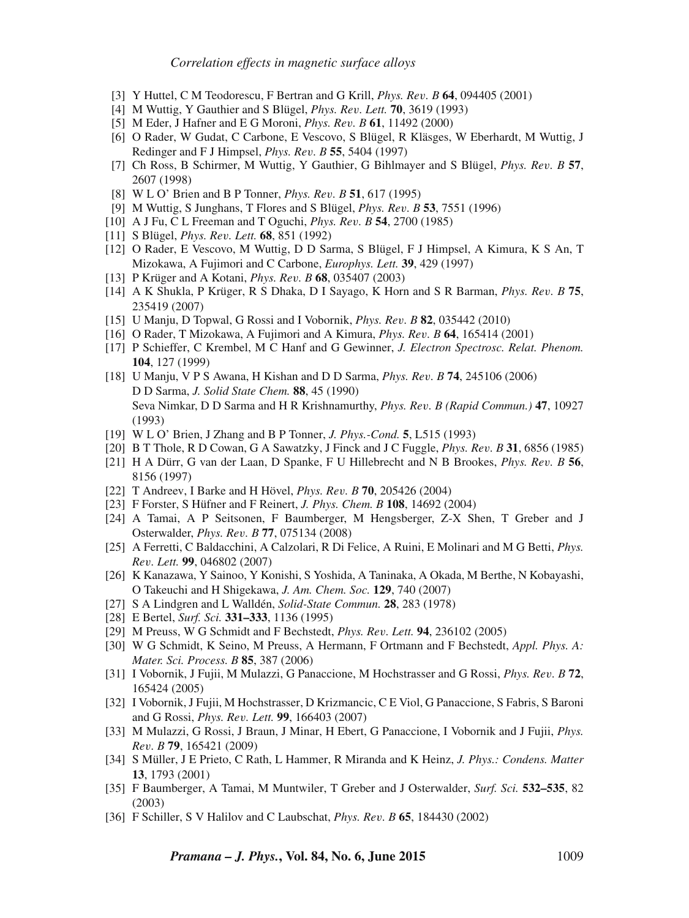[3] Y Huttel, C M Teodorescu, F Bertran and G Krill, *Phys. Rev. B* **64**, 094405 (2001)
[4] M Wuttig, Y Gauthier and S Blügel, *Phys. Rev. Lett.* **70**, 3619 (1993)
[5] M Eder, J Hafner and E G Moroni, *Phys. Rev. B* **61**, 11492 (2000)
[6] O Rader, W Gudat, C Carbone, E Vescovo, S Blügel, R Kläsges, W Eberhardt, M Wuttig, J Redinger and F J Himpsel, *Phys. Rev. B* **55**, 5404 (1997)
[7] Ch Ross, B Schirmer, M Wuttig, Y Gauthier, G Bihlmayer and S Blügel, *Phys. Rev. B* **57**, 2607 (1998)
[8] W L O' Brien and B P Tonner, *Phys. Rev. B* **51**, 617 (1995)
[9] M Wuttig, S Junghans, T Flores and S Blügel, *Phys. Rev. B* **53**, 7551 (1996)
[10] A J Fu, C L Freeman and T Oguchi, *Phys. Rev. B* **54**, 2700 (1985)
[11] S Blügel, *Phys. Rev. Lett.* **68**, 851 (1992)
[12] O Rader, E Vescovo, M Wuttig, D D Sarma, S Blügel, F J Himpsel, A Kimura, K S An, T Mizokawa, A Fujimori and C Carbone, *Europhys. Lett.* **39**, 429 (1997)
[13] P Krüger and A Kotani, *Phys. Rev. B* **68**, 035407 (2003)
[14] A K Shukla, P Krüger, R S Dhaka, D I Sayago, K Horn and S R Barman, *Phys. Rev. B* **75**, 235419 (2007)
[15] U Manju, D Topwal, G Rossi and I Vobornik, *Phys. Rev. B* **82**, 035442 (2010)
[16] O Rader, T Mizokawa, A Fujimori and A Kimura, *Phys. Rev. B* **64**, 165414 (2001)
[17] P Schieffer, C Krembel, M C Hanf and G Gewinner, *J. Electron Spectrosc. Relat. Phenom.* **104**, 127 (1999)
[18] U Manju, V P S Awana, H Kishan and D D Sarma, *Phys. Rev. B* **74**, 245106 (2006)
D D Sarma, *J. Solid State Chem.* **88**, 45 (1990)
Seva Nimkar, D D Sarma and H R Krishnamurthy, *Phys. Rev. B (Rapid Commun.)* **47**, 10927 (1993)
[19] W L O' Brien, J Zhang and B P Tonner, *J. Phys.-Cond.* **5**, L515 (1993)
[20] B T Thole, R D Cowan, G A Sawatzky, J Finck and J C Fuggle, *Phys. Rev. B* **31**, 6856 (1985)
[21] H A Dürr, G van der Laan, D Spanke, F U Hillebrecht and N B Brookes, *Phys. Rev. B* **56**, 8156 (1997)
[22] T Andreev, I Barke and H Hövel, *Phys. Rev. B* **70**, 205426 (2004)
[23] F Forster, S Hüfner and F Reinert, *J. Phys. Chem. B* **108**, 14692 (2004)
[24] A Tamai, A P Seitsonen, F Baumberger, M Hengsberger, Z-X Shen, T Greber and J Osterwalder, *Phys. Rev. B* **77**, 075134 (2008)
[25] A Ferretti, C Baldacchini, A Calzolari, R Di Felice, A Ruini, E Molinari and M G Betti, *Phys. Rev. Lett.* **99**, 046802 (2007)
[26] K Kanazawa, Y Sainoo, Y Konishi, S Yoshida, A Taninaka, A Okada, M Berthe, N Kobayashi, O Takeuchi and H Shigekawa, *J. Am. Chem. Soc.* **129**, 740 (2007)
[27] S A Lindgren and L Walldén, *Solid-State Commun.* **28**, 283 (1978)
[28] E Bertel, *Surf. Sci.* **331–333**, 1136 (1995)
[29] M Preuss, W G Schmidt and F Bechstedt, *Phys. Rev. Lett.* **94**, 236102 (2005)
[30] W G Schmidt, K Seino, M Preuss, A Hermann, F Ortmann and F Bechstedt, *Appl. Phys. A: Mater. Sci. Process. B* **85**, 387 (2006)
[31] I Vobornik, J Fujii, M Mulazzi, G Panaccione, M Hochstrasser and G Rossi, *Phys. Rev. B* **72**, 165424 (2005)
[32] I Vobornik, J Fujii, M Hochstrasser, D Krizmancic, C E Viol, G Panaccione, S Fabris, S Baroni and G Rossi, *Phys. Rev. Lett.* **99**, 166403 (2007)
[33] M Mulazzi, G Rossi, J Braun, J Minar, H Ebert, G Panaccione, I Vobornik and J Fujii, *Phys. Rev. B* **79**, 165421 (2009)
[34] S Müller, J E Prieto, C Rath, L Hammer, R Miranda and K Heinz, *J. Phys.: Condens. Matter* **13**, 1793 (2001)
[35] F Baumberger, A Tamai, M Muntwiler, T Greber and J Osterwalder, *Surf. Sci.* **532–535**, 82 (2003)
[36] F Schiller, S V Halilov and C Laubschat, *Phys. Rev. B* **65**, 184430 (2002)